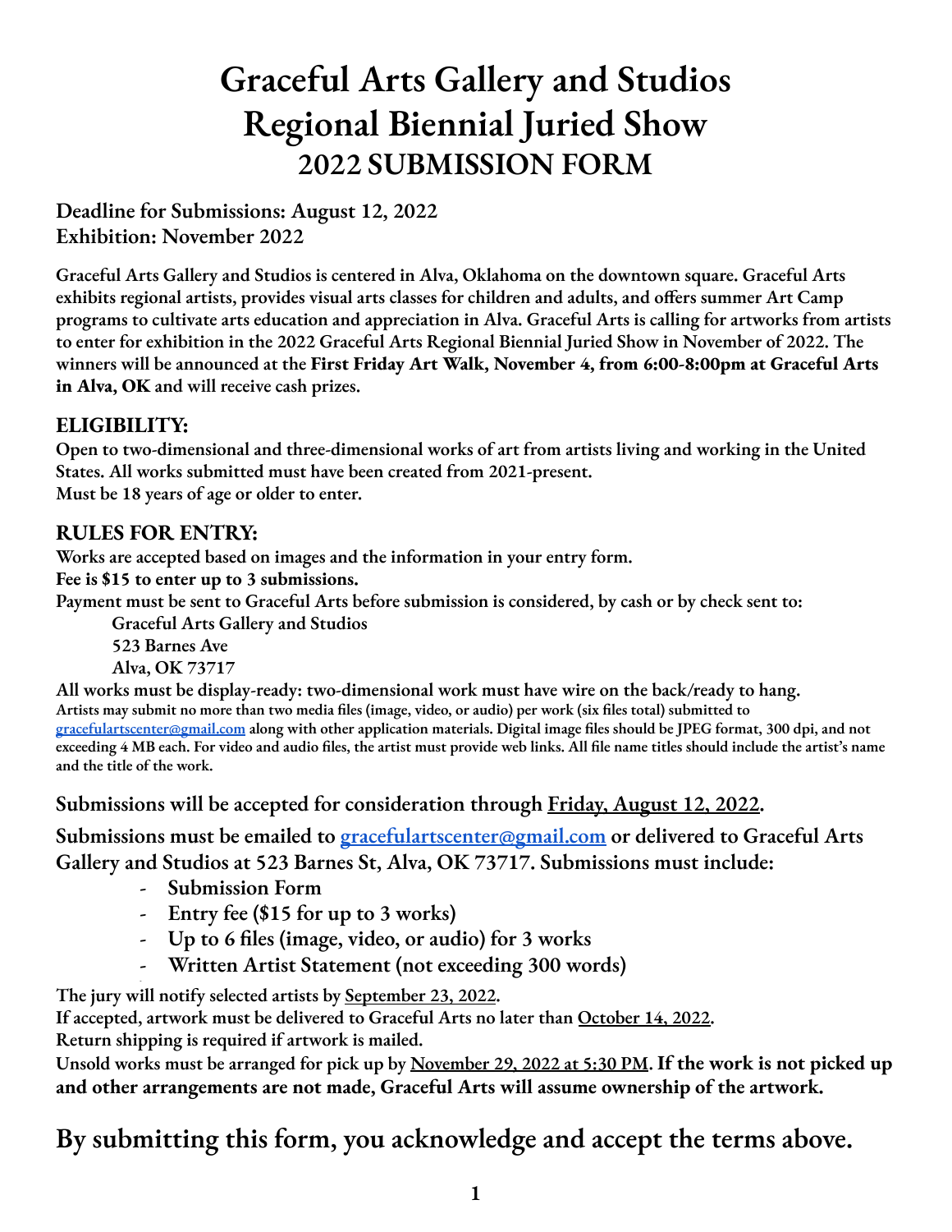# Graceful Arts Gallery and Studios
# Regional Biennial Juried Show
## 2022 SUBMISSION FORM

**Deadline for Submissions: August 12, 2022**
**Exhibition: November 2022**

**Graceful Arts Gallery and Studios is centered in Alva, Oklahoma on the downtown square. Graceful Arts exhibits regional artists, provides visual arts classes for children and adults, and offers summer Art Camp programs to cultivate arts education and appreciation in Alva. Graceful Arts is calling for artworks from artists to enter for exhibition in the 2022 Graceful Arts Regional Biennial Juried Show in November of 2022. The winners will be announced at the First Friday Art Walk, November 4, from 6:00-8:00pm at Graceful Arts in Alva, OK and will receive cash prizes.**

### ELIGIBILITY:

**Open to two-dimensional and three-dimensional works of art from artists living and working in the United States. All works submitted must have been created from 2021-present.**
**Must be 18 years of age or older to enter.**

### RULES FOR ENTRY:

**Works are accepted based on images and the information in your entry form.**
**Fee is $15 to enter up to 3 submissions.**
**Payment must be sent to Graceful Arts before submission is considered, by cash or by check sent to:**

> **Graceful Arts Gallery and Studios**
> **523 Barnes Ave**
> **Alva, OK 73717**

**All works must be display-ready: two-dimensional work must have wire on the back/ready to hang.**
**Artists may submit no more than two media files (image, video, or audio) per work (six files total) submitted to [gracefulartscenter@gmail.com](mailto:gracefulartscenter@gmail.com) along with other application materials. Digital image files should be JPEG format, 300 dpi, and not exceeding 4 MB each. For video and audio files, the artist must provide web links. All file name titles should include the artist's name and the title of the work.**

**Submissions will be accepted for consideration through Friday, August 12, 2022.**

**Submissions must be emailed to [gracefulartscenter@gmail.com](mailto:gracefulartscenter@gmail.com) or delivered to Graceful Arts Gallery and Studios at 523 Barnes St, Alva, OK 73717. Submissions must include:**

- **Submission Form**
- **Entry fee ($15 for up to 3 works)**
- **Up to 6 files (image, video, or audio) for 3 works**
- **Written Artist Statement (not exceeding 300 words)**

**The jury will notify selected artists by September 23, 2022.**
**If accepted, artwork must be delivered to Graceful Arts no later than October 14, 2022.**
**Return shipping is required if artwork is mailed.**
**Unsold works must be arranged for pick up by November 29, 2022 at 5:30 PM. If the work is not picked up and other arrangements are not made, Graceful Arts will assume ownership of the artwork.**

## By submitting this form, you acknowledge and accept the terms above.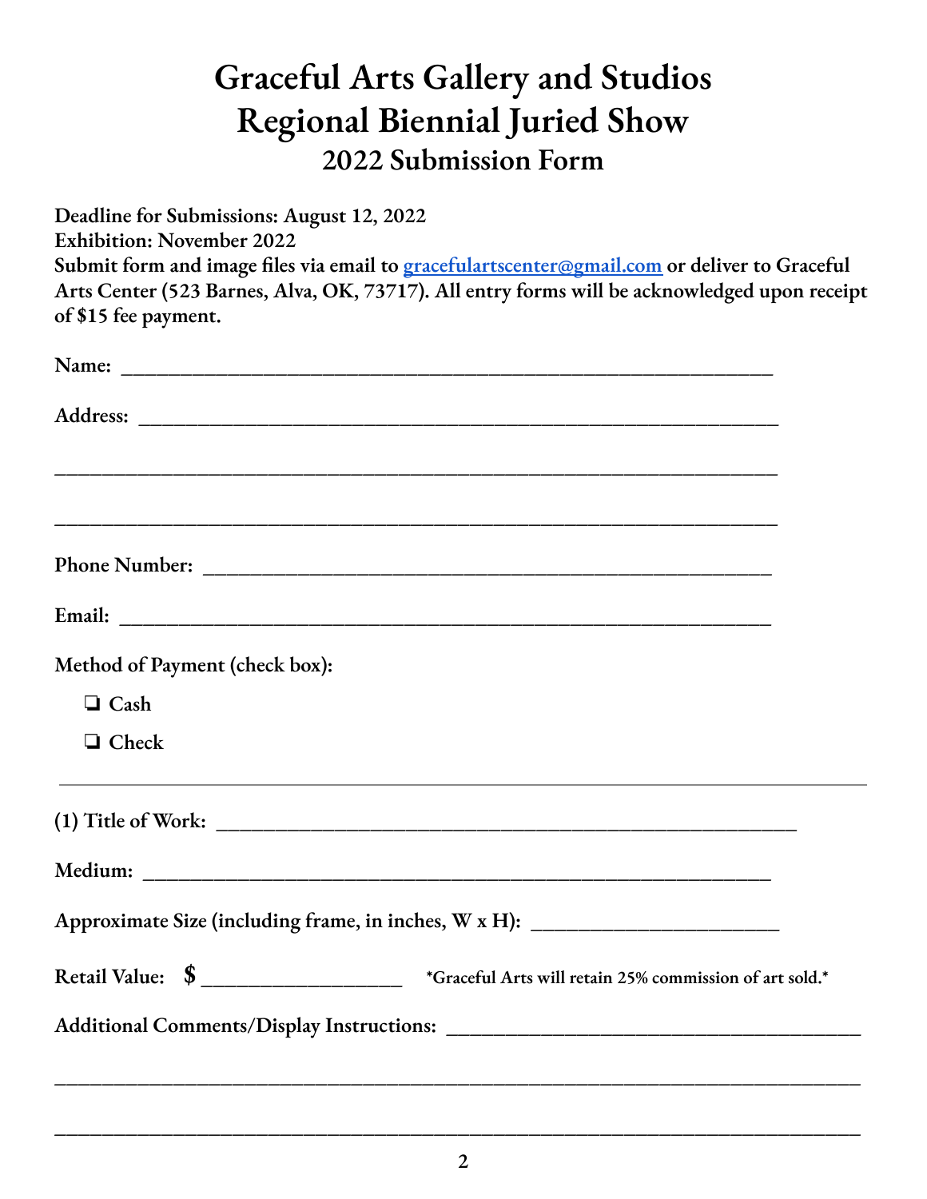# Graceful Arts Gallery and Studios
# Regional Biennial Juried Show
## 2022 Submission Form

**Deadline for Submissions: August 12, 2022**
**Exhibition: November 2022**
**Submit form and image files via email to [gracefulartscenter@gmail.com](mailto:gracefulartscenter@gmail.com) or deliver to Graceful Arts Center (523 Barnes, Alva, OK, 73717). All entry forms will be acknowledged upon receipt of $15 fee payment.**

**Name:** ____________________________________________________________

**Address:** __________________________________________________________

____________________________________________________________________

____________________________________________________________________

**Phone Number:** ____________________________________________________

**Email:** ____________________________________________________________

**Method of Payment (check box):**

- ❏ Cash
- ❏ Check

---

**(1) Title of Work:** ____________________________________________________

**Medium:** __________________________________________________________

**Approximate Size (including frame, in inches, W x H):** ______________________

**Retail Value: $** __________________ *Graceful Arts will retain 25% commission of art sold.*

**Additional Comments/Display Instructions:** ____________________________________

__________________________________________________________________________

__________________________________________________________________________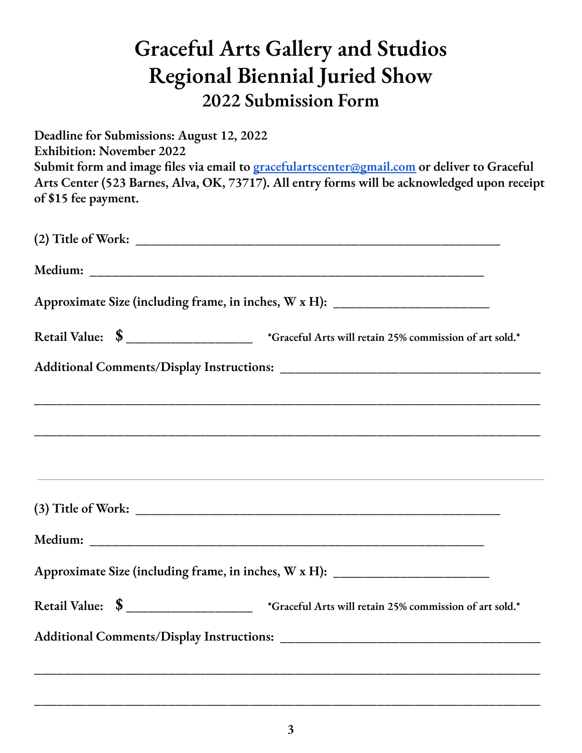# Graceful Arts Gallery and Studios
# Regional Biennial Juried Show
## 2022 Submission Form

**Deadline for Submissions: August 12, 2022**
**Exhibition: November 2022**
**Submit form and image files via email to gracefulartscenter@gmail.com or deliver to Graceful Arts Center (523 Barnes, Alva, OK, 73717). All entry forms will be acknowledged upon receipt of $15 fee payment.**

(2) Title of Work: ____________________________________________________

**Medium:** ________________________________________________________

**Approximate Size (including frame, in inches, W x H):** ______________________

**Retail Value: $** _________________ ***Graceful Arts will retain 25% commission of art sold.***

**Additional Comments/Display Instructions:** ______________________________

____________________________________________________________________

____________________________________________________________________

---

(3) Title of Work: ____________________________________________________

**Medium:** ________________________________________________________

**Approximate Size (including frame, in inches, W x H):** ______________________

**Retail Value: $** _________________ ***Graceful Arts will retain 25% commission of art sold.***

**Additional Comments/Display Instructions:** ______________________________

____________________________________________________________________

____________________________________________________________________